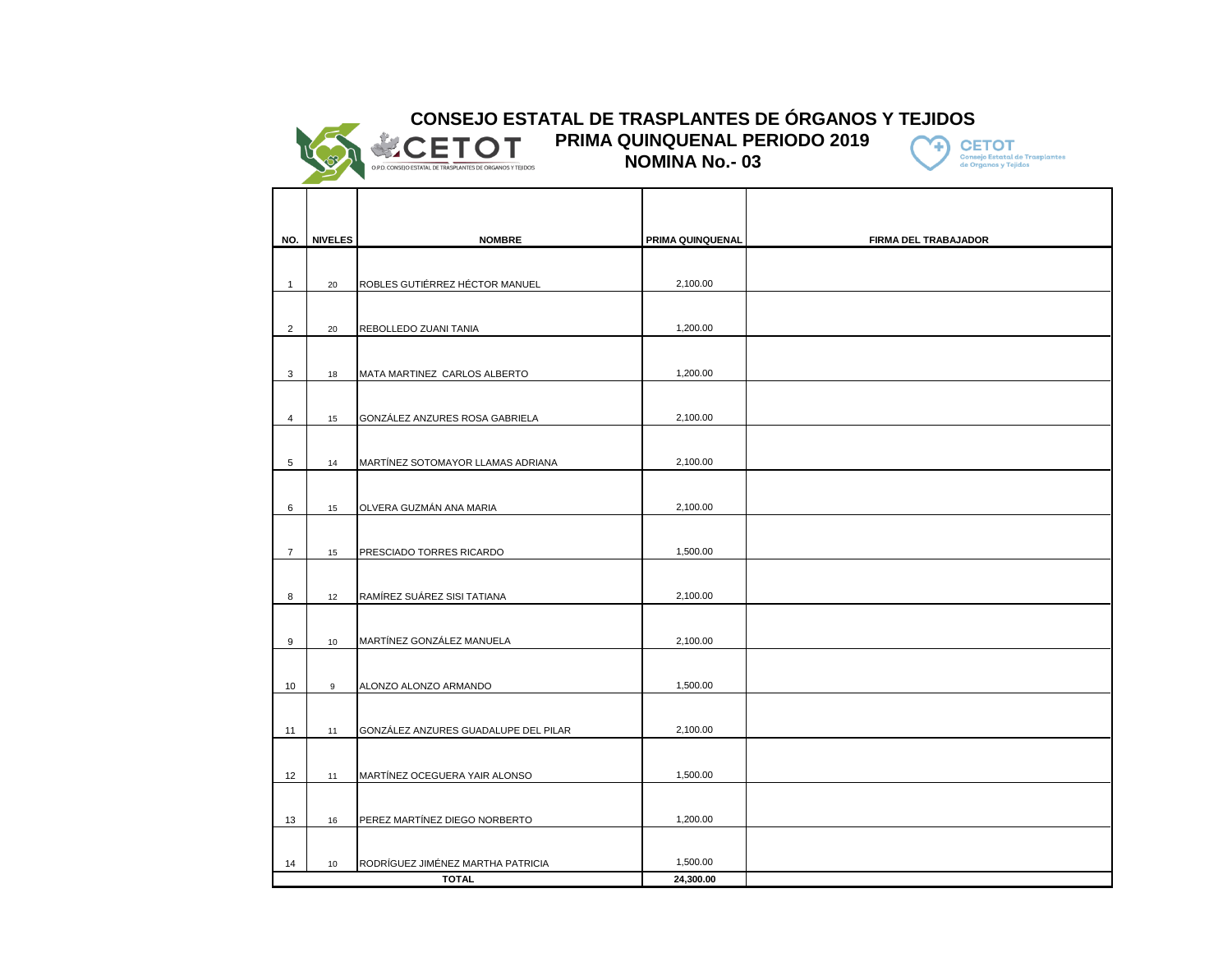# CONSEJO ESTATAL DE TRASPLANTES DE ÓRGANOS Y TEJIDOS

## PRIMA QUINQUENAL PERIODO 2019

## NOMINA No.- 03

CETOT O.P.D. CONSEJO ESTATAL DE TRASPLANTES DE ORGANOS Y TEJIDOS

CETOT Consejo Estatal de Trasplantes de Órganos y Tejidos

| NO. | NIVELES | NOMBRE | PRIMA QUINQUENAL | FIRMA DEL TRABAJADOR |
|---|---|---|---|---|
| 1 | 20 | ROBLES GUTIÉRREZ HÉCTOR MANUEL | 2,100.00 | |
| 2 | 20 | REBOLLEDO ZUANI TANIA | 1,200.00 | |
| 3 | 18 | MATA MARTINEZ CARLOS ALBERTO | 1,200.00 | |
| 4 | 15 | GONZÁLEZ ANZURES ROSA GABRIELA | 2,100.00 | |
| 5 | 14 | MARTÍNEZ SOTOMAYOR LLAMAS ADRIANA | 2,100.00 | |
| 6 | 15 | OLVERA GUZMÁN ANA MARIA | 2,100.00 | |
| 7 | 15 | PRESCIADO TORRES RICARDO | 1,500.00 | |
| 8 | 12 | RAMÍREZ SUÁREZ SISI TATIANA | 2,100.00 | |
| 9 | 10 | MARTÍNEZ GONZÁLEZ MANUELA | 2,100.00 | |
| 10 | 9 | ALONZO ALONZO ARMANDO | 1,500.00 | |
| 11 | 11 | GONZÁLEZ ANZURES GUADALUPE DEL PILAR | 2,100.00 | |
| 12 | 11 | MARTÍNEZ OCEGUERA YAIR ALONSO | 1,500.00 | |
| 13 | 16 | PEREZ MARTÍNEZ DIEGO NORBERTO | 1,200.00 | |
| 14 | 10 | RODRÍGUEZ JIMÉNEZ MARTHA PATRICIA | 1,500.00 | |
| | | **TOTAL** | **24,300.00** | |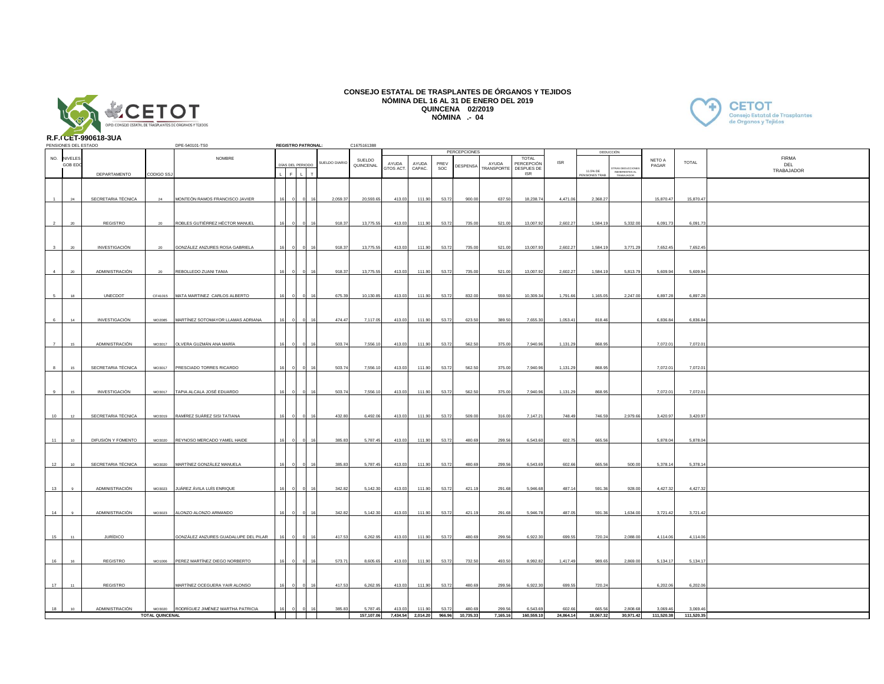# CONSEJO ESTATAL DE TRASPLANTES DE ÓRGANOS Y TEJIDOS

## NÓMINA DEL 16 AL 31 DE ENERO DEL 2019

## QUINCENA 02/2019

## NÓMINA .- 04

CETOT

O.P.D. CONSEJO ESTATAL DE TRASPLANTES DE ÓRGANOS Y TEJIDOS

CETOT Consejo Estatal de Trasplantes de Órganos y Tejidos

**R.F.C. CET-990618-3UA**

PENSIONES DEL ESTADO DPE-540101-TS0 REGISTRO PATRONAL: C1675161388

| NO. | NIVELES GOB EDO | DEPARTAMENTO | CODIGO SSJ | NOMBRE | DÍAS DEL PERIODO L | F | L | T | SUELDO DIARIO | SUELDO QUINCENAL | PERCEPCIONES AYUDA GTOS ACT. | AYUDA CAPAC. | PREV SOC | DESPENSA | AYUDA TRANSPORTE | TOTAL PERCEPCIÓN DESPUES DE ISR | ISR | DEDUCCIÓN 11.5% DE PENSIONES TRAB. | OTRAS DEDUCCIONES INHERENTES AL TRABAJADOR | NETO A PAGAR | TOTAL | FIRMA DEL TRABAJADOR |
|---|---|---|---|---|---|---|---|---|---|---|---|---|---|---|---|---|---|---|---|---|---|---|
| 1 | 24 | SECRETARIA TÉCNICA | 24 | MONTEÓN RAMOS FRANCISCO JAVIER | 16 | 0 | 0 | 16 | 2,059.37 | 20,593.65 | 413.03 | 111.90 | 53.72 | 900.00 | 637.50 | 18,238.74 | 4,471.06 | 2,368.27 | | 15,870.47 | 15,870.47 | |
| 2 | 20 | REGISTRO | 20 | ROBLES GUTIÉRREZ HÉCTOR MANUEL | 16 | 0 | 0 | 16 | 918.37 | 13,775.55 | 413.03 | 111.90 | 53.72 | 735.00 | 521.00 | 13,007.92 | 2,602.27 | 1,584.19 | 5,332.00 | 6,091.73 | 6,091.73 | |
| 3 | 20 | INVESTIGACIÓN | 20 | GONZÁLEZ ANZURES ROSA GABRIELA | 16 | 0 | 0 | 16 | 918.37 | 13,775.55 | 413.03 | 111.90 | 53.72 | 735.00 | 521.00 | 13,007.93 | 2,602.27 | 1,584.19 | 3,771.29 | 7,652.45 | 7,652.45 | |
| 4 | 20 | ADMINISTRACIÓN | 20 | REBOLLEDO ZUANI TANIA | 16 | 0 | 0 | 16 | 918.37 | 13,775.55 | 413.03 | 111.90 | 53.72 | 735.00 | 521.00 | 13,007.92 | 2,602.27 | 1,584.19 | 5,813.79 | 5,609.94 | 5,609.94 | |
| 5 | 18 | UNECDOT | CF41015 | MATA MARTINEZ CARLOS ALBERTO | 16 | 0 | 0 | 16 | 675.39 | 10,130.85 | 413.03 | 111.90 | 53.72 | 832.00 | 559.50 | 10,309.34 | 1,791.66 | 1,165.05 | 2,247.00 | 6,897.28 | 6,897.28 | |
| 6 | 14 | INVESTIGACIÓN | MO2085 | MARTÍNEZ SOTOMAYOR LLAMAS ADRIANA | 16 | 0 | 0 | 16 | 474.47 | 7,117.05 | 413.03 | 111.90 | 53.72 | 623.50 | 389.50 | 7,655.30 | 1,053.41 | 818.46 | | 6,836.84 | 6,836.84 | |
| 7 | 15 | ADMINISTRACIÓN | MO3017 | OLVERA GUZMÁN ANA MARÍA | 16 | 0 | 0 | 16 | 503.74 | 7,556.10 | 413.03 | 111.90 | 53.72 | 562.50 | 375.00 | 7,940.96 | 1,131.29 | 868.95 | | 7,072.01 | 7,072.01 | |
| 8 | 15 | SECRETARIA TÉCNICA | MO3017 | PRESCIADO TORRES RICARDO | 16 | 0 | 0 | 16 | 503.74 | 7,556.10 | 413.03 | 111.90 | 53.72 | 562.50 | 375.00 | 7,940.96 | 1,131.29 | 868.95 | | 7,072.01 | 7,072.01 | |
| 9 | 15 | INVESTIGACIÓN | MO3017 | TAPIA ALCALA JOSÉ EDUARDO | 16 | 0 | 0 | 16 | 503.74 | 7,556.10 | 413.03 | 111.90 | 53.72 | 562.50 | 375.00 | 7,940.96 | 1,131.29 | 868.95 | | 7,072.01 | 7,072.01 | |
| 10 | 12 | SECRETARIA TÉCNICA | MO3019 | RAMÍREZ SUÁREZ SISI TATIANA | 16 | 0 | 0 | 16 | 432.80 | 6,492.06 | 413.03 | 111.90 | 53.72 | 509.00 | 316.00 | 7,147.21 | 748.49 | 746.59 | 2,979.66 | 3,420.97 | 3,420.97 | |
| 11 | 10 | DIFUSIÓN Y FOMENTO | MO3020 | REYNOSO MERCADO YAMEL HAIDE | 16 | 0 | 0 | 16 | 385.83 | 5,787.45 | 413.03 | 111.90 | 53.72 | 480.69 | 299.56 | 6,543.60 | 602.75 | 665.56 | | 5,878.04 | 5,878.04 | |
| 12 | 10 | SECRETARIA TÉCNICA | MO3020 | MARTÍNEZ GONZÁLEZ MANUELA | 16 | 0 | 0 | 16 | 385.83 | 5,787.45 | 413.03 | 111.90 | 53.72 | 480.69 | 299.56 | 6,543.69 | 602.66 | 665.56 | 500.00 | 5,378.14 | 5,378.14 | |
| 13 | 9 | ADMINISTRACIÓN | MO3023 | JUÁREZ ÁVILA LUÍS ENRIQUE | 16 | 0 | 0 | 16 | 342.82 | 5,142.30 | 413.03 | 111.90 | 53.72 | 421.19 | 291.68 | 5,946.68 | 487.14 | 591.36 | 928.00 | 4,427.32 | 4,427.32 | |
| 14 | 9 | ADMINISTRACIÓN | MO3023 | ALONZO ALONZO ARMANDO | 16 | 0 | 0 | 16 | 342.82 | 5,142.30 | 413.03 | 111.90 | 53.72 | 421.19 | 291.68 | 5,946.78 | 487.05 | 591.36 | 1,634.00 | 3,721.42 | 3,721.42 | |
| 15 | 11 | JURÍDICO | | GONZÁLEZ ANZURES GUADALUPE DEL PILAR | 16 | 0 | 0 | 16 | 417.53 | 6,262.95 | 413.03 | 111.90 | 53.72 | 480.69 | 299.56 | 6,922.30 | 699.55 | 720.24 | 2,088.00 | 4,114.06 | 4,114.06 | |
| 16 | 16 | REGISTRO | MO1006 | PEREZ MARTÍNEZ DIEGO NORBERTO | 16 | 0 | 0 | 16 | 573.71 | 8,605.65 | 413.03 | 111.90 | 53.72 | 732.50 | 493.50 | 8,992.82 | 1,417.49 | 989.65 | 2,869.00 | 5,134.17 | 5,134.17 | |
| 17 | 11 | REGISTRO | | MARTÍNEZ OCEGUERA YAIR ALONSO | 16 | 0 | 0 | 16 | 417.53 | 6,262.95 | 413.03 | 111.90 | 53.72 | 480.69 | 299.56 | 6,922.30 | 699.55 | 720.24 | | 6,202.06 | 6,202.06 | |
| 18 | 10 | ADMINISTRACIÓN | MO3020 | RODRÍGUEZ JIMÉNEZ MARTHA PATRICIA | 16 | 0 | 0 | 16 | 385.83 | 5,787.45 | 413.03 | 111.90 | 53.72 | 480.69 | 299.56 | 6,543.69 | 602.66 | 665.56 | 2,808.68 | 3,069.46 | 3,069.46 | |
| | | | TOTAL QUINCENAL | | | | | | | 157,107.06 | 7,434.54 | 2,014.20 | 966.96 | 10,735.33 | 7,165.16 | 160,559.10 | 24,864.14 | 18,067.32 | 30,971.42 | 111,520.38 | 111,520.35 | |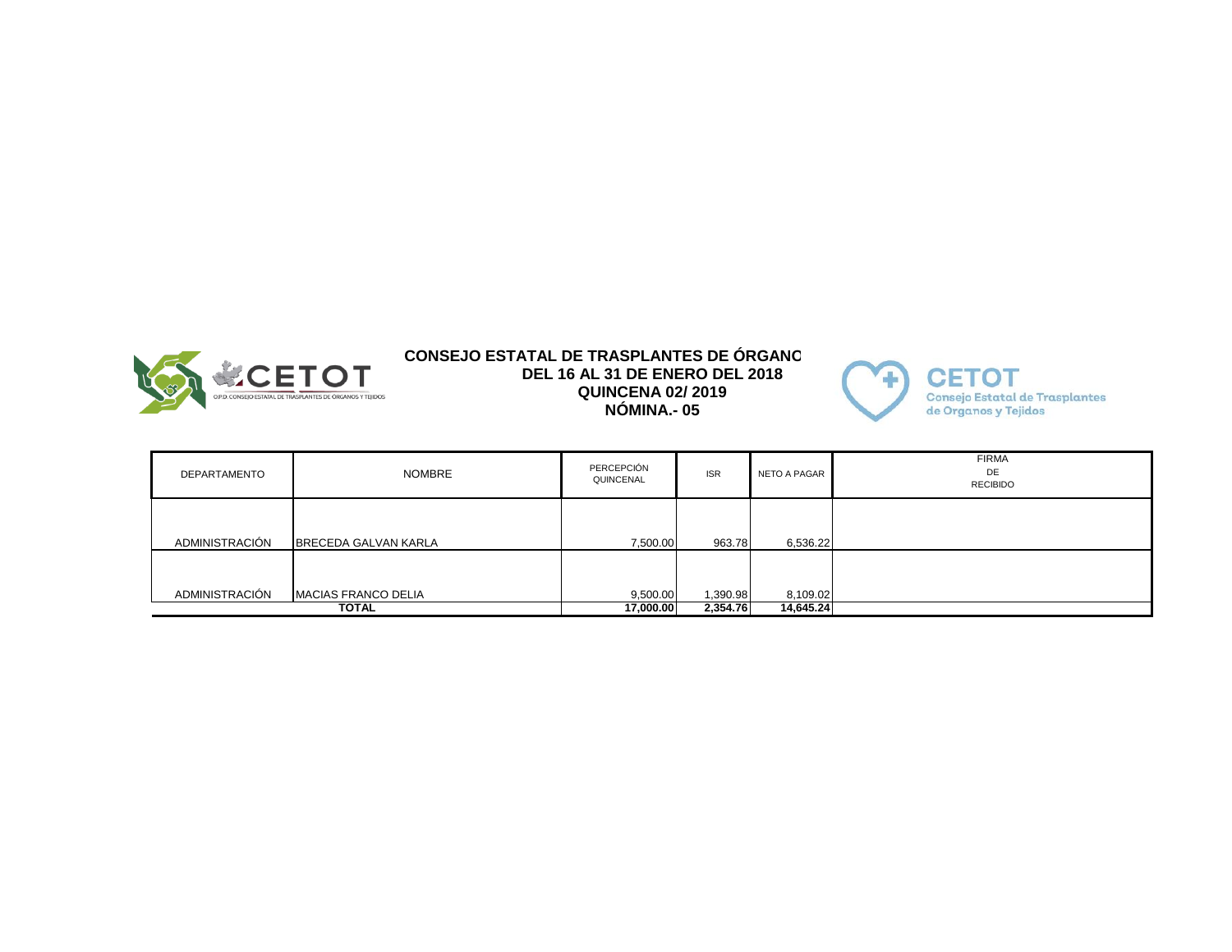CETOT

O.P.D. CONSEJO ESTATAL DE TRASPLANTES DE ORGANOS Y TEJIDOS

**CONSEJO ESTATAL DE TRASPLANTES DE ÓRGANO**

**DEL 16 AL 31 DE ENERO DEL 2018**

**QUINCENA 02/ 2019**

**NÓMINA.- 05**

CETOT

Consejo Estatal de Trasplantes de Organos y Tejidos

| DEPARTAMENTO | NOMBRE | PERCEPCIÓN QUINCENAL | ISR | NETO A PAGAR | FIRMA DE RECIBIDO |
|---|---|---|---|---|---|
| ADMINISTRACIÓN | BRECEDA GALVAN KARLA | 7,500.00 | 963.78 | 6,536.22 | |
| ADMINISTRACIÓN | MACIAS FRANCO DELIA | 9,500.00 | 1,390.98 | 8,109.02 | |
| **TOTAL** | | **17,000.00** | **2,354.76** | **14,645.24** | |